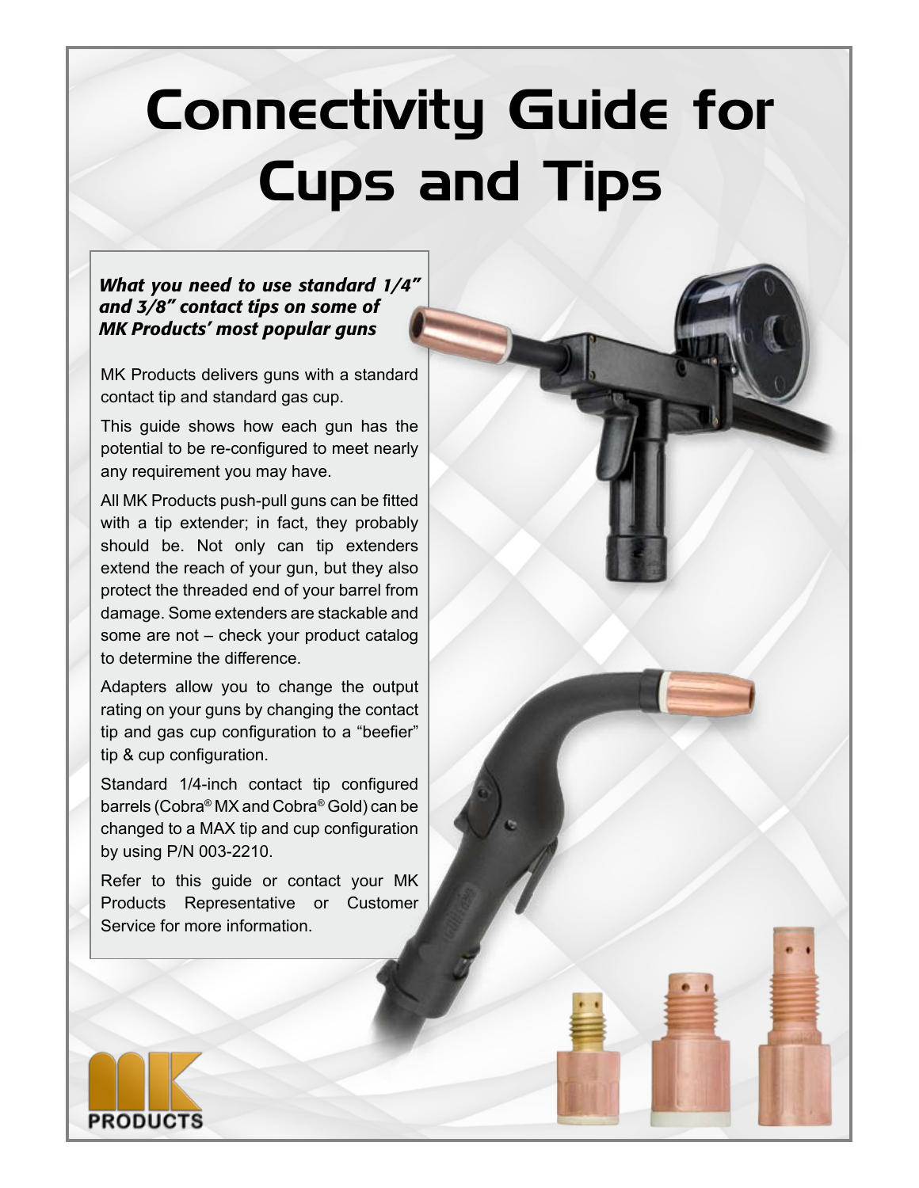# Connectivity Guide for Cups and Tips

***What you need to use standard 1/4" and 3/8" contact tips on some of MK Products' most popular guns***

MK Products delivers guns with a standard contact tip and standard gas cup.

This guide shows how each gun has the potential to be re-configured to meet nearly any requirement you may have.

All MK Products push-pull guns can be fitted with a tip extender; in fact, they probably should be. Not only can tip extenders extend the reach of your gun, but they also protect the threaded end of your barrel from damage. Some extenders are stackable and some are not – check your product catalog to determine the difference.

Adapters allow you to change the output rating on your guns by changing the contact tip and gas cup configuration to a "beefier" tip & cup configuration.

Standard 1/4-inch contact tip configured barrels (Cobra® MX and Cobra® Gold) can be changed to a MAX tip and cup configuration by using P/N 003-2210.

Refer to this guide or contact your MK Products Representative or Customer Service for more information.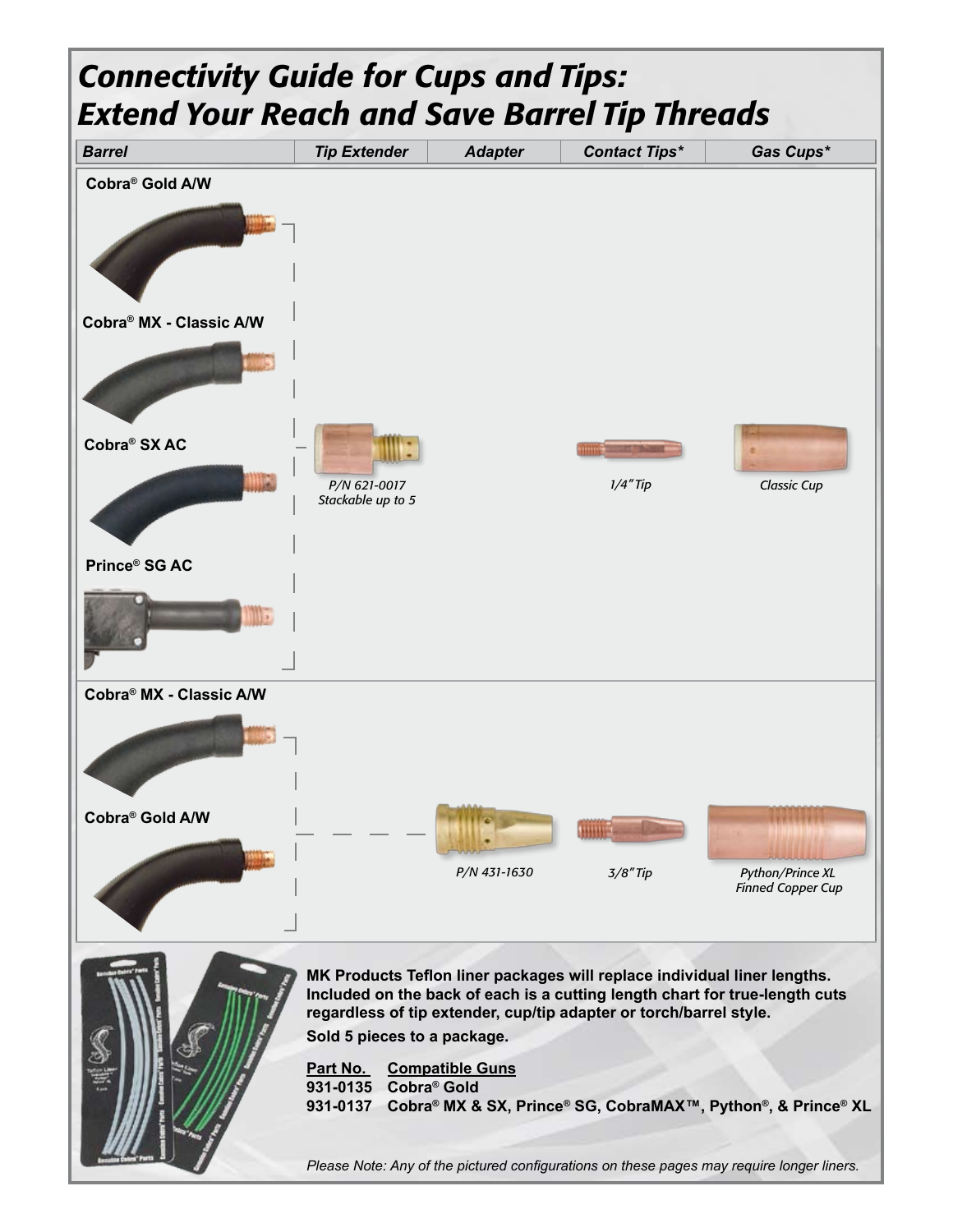# Connectivity Guide for Cups and Tips: Extend Your Reach and Save Barrel Tip Threads

| Barrel | Tip Extender | Adapter | Contact Tips* | Gas Cups* |
|---|---|---|---|---|
| Cobra® Gold A/W<br>Cobra® MX - Classic A/W<br>Cobra® SX AC<br>Prince® SG AC | *P/N 621-0017*<br>*Stackable up to 5* | | *1/4" Tip* | *Classic Cup* |
| Cobra® MX - Classic A/W<br>Cobra® Gold A/W | | *P/N 431-1630* | *3/8" Tip* | *Python/Prince XL Finned Copper Cup* |

**MK Products Teflon liner packages will replace individual liner lengths. Included on the back of each is a cutting length chart for true-length cuts regardless of tip extender, cup/tip adapter or torch/barrel style.**

**Sold 5 pieces to a package.**

| Part No. | Compatible Guns |
|---|---|
| 931-0135 | Cobra® Gold |
| 931-0137 | Cobra® MX & SX, Prince® SG, CobraMAX™, Python®, & Prince® XL |

*Please Note: Any of the pictured configurations on these pages may require longer liners.*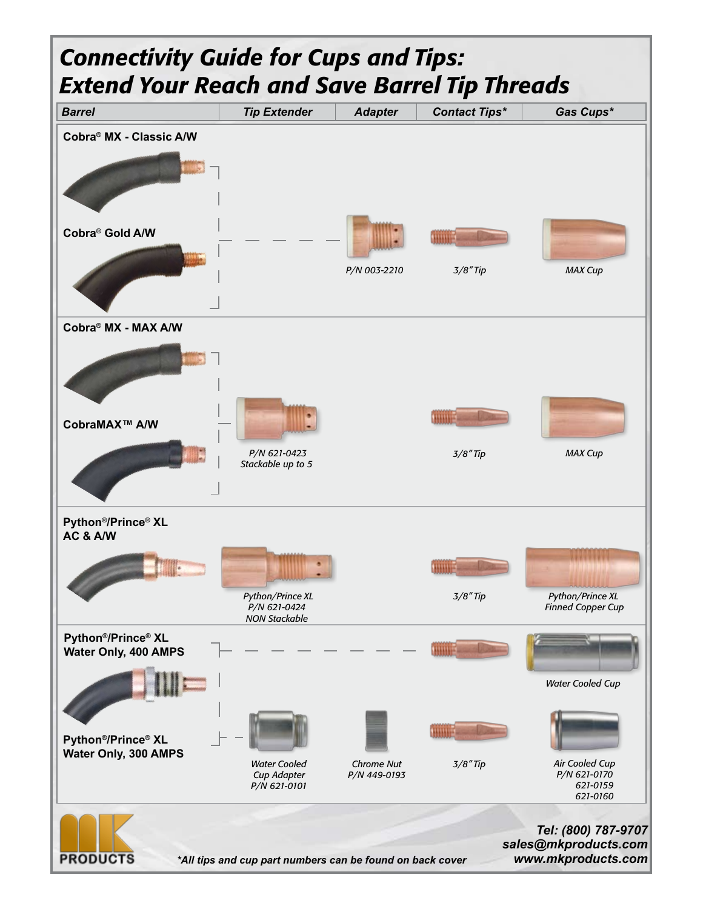# Connectivity Guide for Cups and Tips: Extend Your Reach and Save Barrel Tip Threads

| Barrel | Tip Extender | Adapter | Contact Tips* | Gas Cups* |
|---|---|---|---|---|
| **Cobra® MX - Classic A/W**<br>**Cobra® Gold A/W** | | P/N 003-2210 | 3/8" Tip | MAX Cup |
| **Cobra® MX - MAX A/W**<br>**CobraMAX™ A/W** | P/N 621-0423<br>Stackable up to 5 | | 3/8" Tip | MAX Cup |
| **Python®/Prince® XL AC & A/W** | Python/Prince XL<br>P/N 621-0424<br>NON Stackable | | 3/8" Tip | Python/Prince XL<br>Finned Copper Cup |
| **Python®/Prince® XL Water Only, 400 AMPS** | | | 3/8" Tip | Water Cooled Cup |
| **Python®/Prince® XL Water Only, 300 AMPS** | Water Cooled<br>Cup Adapter<br>P/N 621-0101 | Chrome Nut<br>P/N 449-0193 | 3/8" Tip | Air Cooled Cup<br>P/N 621-0170<br>621-0159<br>621-0160 |

MK PRODUCTS

*All tips and cup part numbers can be found on back cover

**Tel: (800) 787-9707**
**sales@mkproducts.com**
**www.mkproducts.com**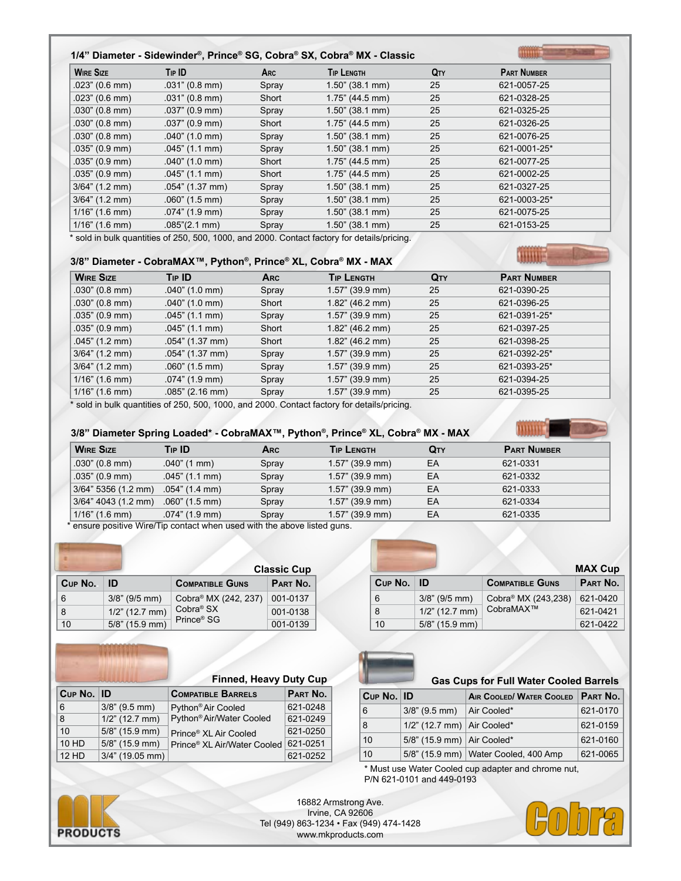### 1/4" Diameter - Sidewinder®, Prince® SG, Cobra® SX, Cobra® MX - Classic

| Wire Size | Tip ID | Arc | Tip Length | Qty | Part Number |
|---|---|---|---|---|---|
| .023" (0.6 mm) | .031" (0.8 mm) | Spray | 1.50" (38.1 mm) | 25 | 621-0057-25 |
| .023" (0.6 mm) | .031" (0.8 mm) | Short | 1.75" (44.5 mm) | 25 | 621-0328-25 |
| .030" (0.8 mm) | .037" (0.9 mm) | Spray | 1.50" (38.1 mm) | 25 | 621-0325-25 |
| .030" (0.8 mm) | .037" (0.9 mm) | Short | 1.75" (44.5 mm) | 25 | 621-0326-25 |
| .030" (0.8 mm) | .040" (1.0 mm) | Spray | 1.50" (38.1 mm) | 25 | 621-0076-25 |
| .035" (0.9 mm) | .045" (1.1 mm) | Spray | 1.50" (38.1 mm) | 25 | 621-0001-25* |
| .035" (0.9 mm) | .040" (1.0 mm) | Short | 1.75" (44.5 mm) | 25 | 621-0077-25 |
| .035" (0.9 mm) | .045" (1.1 mm) | Short | 1.75" (44.5 mm) | 25 | 621-0002-25 |
| 3/64" (1.2 mm) | .054" (1.37 mm) | Spray | 1.50" (38.1 mm) | 25 | 621-0327-25 |
| 3/64" (1.2 mm) | .060" (1.5 mm) | Spray | 1.50" (38.1 mm) | 25 | 621-0003-25* |
| 1/16" (1.6 mm) | .074" (1.9 mm) | Spray | 1.50" (38.1 mm) | 25 | 621-0075-25 |
| 1/16" (1.6 mm) | .085"(2.1 mm) | Spray | 1.50" (38.1 mm) | 25 | 621-0153-25 |

* sold in bulk quantities of 250, 500, 1000, and 2000. Contact factory for details/pricing.

### 3/8" Diameter - CobraMAX™, Python®, Prince® XL, Cobra® MX - MAX

| Wire Size | Tip ID | Arc | Tip Length | Qty | Part Number |
|---|---|---|---|---|---|
| .030" (0.8 mm) | .040" (1.0 mm) | Spray | 1.57" (39.9 mm) | 25 | 621-0390-25 |
| .030" (0.8 mm) | .040" (1.0 mm) | Short | 1.82" (46.2 mm) | 25 | 621-0396-25 |
| .035" (0.9 mm) | .045" (1.1 mm) | Spray | 1.57" (39.9 mm) | 25 | 621-0391-25* |
| .035" (0.9 mm) | .045" (1.1 mm) | Short | 1.82" (46.2 mm) | 25 | 621-0397-25 |
| .045" (1.2 mm) | .054" (1.37 mm) | Short | 1.82" (46.2 mm) | 25 | 621-0398-25 |
| 3/64" (1.2 mm) | .054" (1.37 mm) | Spray | 1.57" (39.9 mm) | 25 | 621-0392-25* |
| 3/64" (1.2 mm) | .060" (1.5 mm) | Spray | 1.57" (39.9 mm) | 25 | 621-0393-25* |
| 1/16" (1.6 mm) | .074" (1.9 mm) | Spray | 1.57" (39.9 mm) | 25 | 621-0394-25 |
| 1/16" (1.6 mm) | .085" (2.16 mm) | Spray | 1.57" (39.9 mm) | 25 | 621-0395-25 |

* sold in bulk quantities of 250, 500, 1000, and 2000. Contact factory for details/pricing.

### 3/8" Diameter Spring Loaded* - CobraMAX™, Python®, Prince® XL, Cobra® MX - MAX

| Wire Size | Tip ID | Arc | Tip Length | Qty | Part Number |
|---|---|---|---|---|---|
| .030" (0.8 mm) | .040" (1 mm) | Spray | 1.57" (39.9 mm) | EA | 621-0331 |
| .035" (0.9 mm) | .045" (1.1 mm) | Spray | 1.57" (39.9 mm) | EA | 621-0332 |
| 3/64" 5356 (1.2 mm) | .054" (1.4 mm) | Spray | 1.57" (39.9 mm) | EA | 621-0333 |
| 3/64" 4043 (1.2 mm) | .060" (1.5 mm) | Spray | 1.57" (39.9 mm) | EA | 621-0334 |
| 1/16" (1.6 mm) | .074" (1.9 mm) | Spray | 1.57" (39.9 mm) | EA | 621-0335 |

* ensure positive Wire/Tip contact when used with the above listed guns.

### Classic Cup

| Cup No. | ID | Compatible Guns | Part No. |
|---|---|---|---|
| 6 | 3/8" (9/5 mm) | Cobra® MX (242, 237) | 001-0137 |
| 8 | 1/2" (12.7 mm) | Cobra® SX | 001-0138 |
| 10 | 5/8" (15.9 mm) | Prince® SG | 001-0139 |

### MAX Cup

| Cup No. | ID | Compatible Guns | Part No. |
|---|---|---|---|
| 6 | 3/8" (9/5 mm) | Cobra® MX (243,238) | 621-0420 |
| 8 | 1/2" (12.7 mm) | CobraMAX™ | 621-0421 |
| 10 | 5/8" (15.9 mm) | | 621-0422 |

### Finned, Heavy Duty Cup

| Cup No. | ID | Compatible Barrels | Part No. |
|---|---|---|---|
| 6 | 3/8" (9.5 mm) | Python® Air Cooled | 621-0248 |
| 8 | 1/2" (12.7 mm) | Python® Air/Water Cooled | 621-0249 |
| 10 | 5/8" (15.9 mm) | Prince® XL Air Cooled | 621-0250 |
| 10 HD | 5/8" (15.9 mm) | Prince® XL Air/Water Cooled | 621-0251 |
| 12 HD | 3/4" (19.05 mm) | | 621-0252 |

### Gas Cups for Full Water Cooled Barrels

| Cup No. | ID | Air Cooled/ Water Cooled | Part No. |
|---|---|---|---|
| 6 | 3/8" (9.5 mm) | Air Cooled* | 621-0170 |
| 8 | 1/2" (12.7 mm) | Air Cooled* | 621-0159 |
| 10 | 5/8" (15.9 mm) | Air Cooled* | 621-0160 |
| 10 | 5/8" (15.9 mm) | Water Cooled, 400 Amp | 621-0065 |

* Must use Water Cooled cup adapter and chrome nut, P/N 621-0101 and 449-0193

MK PRODUCTS

16882 Armstrong Ave.
Irvine, CA 92606
Tel (949) 863-1234 • Fax (949) 474-1428
www.mkproducts.com

Cobra